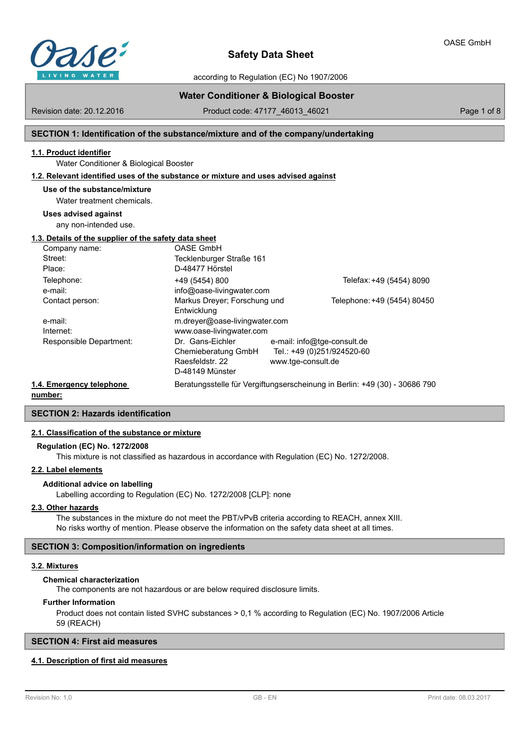# Safety Data Sheet

according to Regulation (EC) No 1907/2006

**Water Conditioner & Biological Booster**

Revision date: 20.12.2016 | Product code: 47177_46013_46021

## SECTION 1: Identification of the substance/mixture and of the company/undertaking

### 1.1. Product identifier

Water Conditioner & Biological Booster

### 1.2. Relevant identified uses of the substance or mixture and uses advised against

**Use of the substance/mixture**

Water treatment chemicals.

**Uses advised against**

any non-intended use.

### 1.3. Details of the supplier of the safety data sheet

| | | |
|---|---|---|
| Company name: | OASE GmbH | |
| Street: | Tecklenburger Straße 161 | |
| Place: | D-48477 Hörstel | |
| Telephone: | +49 (5454) 800 | Telefax: +49 (5454) 8090 |
| e-mail: | info@oase-livingwater.com | |
| Contact person: | Markus Dreyer; Forschung und Entwicklung | Telephone: +49 (5454) 80450 |
| e-mail: | m.dreyer@oase-livingwater.com | |
| Internet: | www.oase-livingwater.com | |
| Responsible Department: | Dr. Gans-Eichler Chemieberatung GmbH Raesfeldstr. 22 D-48149 Münster | e-mail: info@tge-consult.de Tel.: +49 (0)251/924520-60 www.tge-consult.de |

### 1.4. Emergency telephone number:

Beratungsstelle für Vergiftungserscheinung in Berlin: +49 (30) - 30686 790

## SECTION 2: Hazards identification

### 2.1. Classification of the substance or mixture

**Regulation (EC) No. 1272/2008**

This mixture is not classified as hazardous in accordance with Regulation (EC) No. 1272/2008.

### 2.2. Label elements

**Additional advice on labelling**

Labelling according to Regulation (EC) No. 1272/2008 [CLP]: none

### 2.3. Other hazards

The substances in the mixture do not meet the PBT/vPvB criteria according to REACH, annex XIII.
No risks worthy of mention. Please observe the information on the safety data sheet at all times.

## SECTION 3: Composition/information on ingredients

### 3.2. Mixtures

**Chemical characterization**

The components are not hazardous or are below required disclosure limits.

**Further Information**

Product does not contain listed SVHC substances > 0,1 % according to Regulation (EC) No. 1907/2006 Article 59 (REACH)

## SECTION 4: First aid measures

### 4.1. Description of first aid measures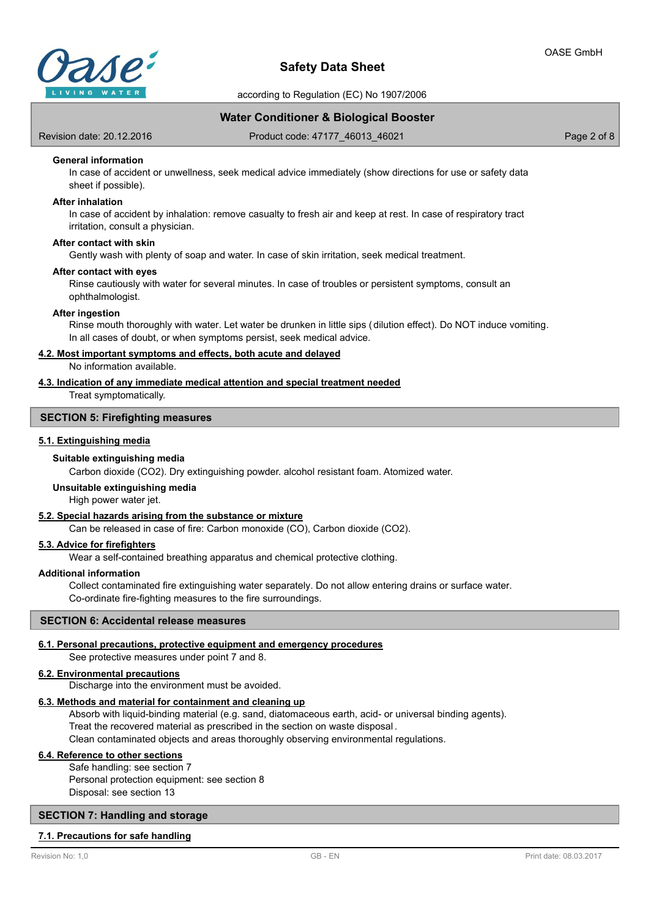**General information**

In case of accident or unwellness, seek medical advice immediately (show directions for use or safety data sheet if possible).

**After inhalation**

In case of accident by inhalation: remove casualty to fresh air and keep at rest. In case of respiratory tract irritation, consult a physician.

**After contact with skin**

Gently wash with plenty of soap and water. In case of skin irritation, seek medical treatment.

**After contact with eyes**

Rinse cautiously with water for several minutes. In case of troubles or persistent symptoms, consult an ophthalmologist.

**After ingestion**

Rinse mouth thoroughly with water. Let water be drunken in little sips (dilution effect). Do NOT induce vomiting. In all cases of doubt, or when symptoms persist, seek medical advice.

### 4.2. Most important symptoms and effects, both acute and delayed

No information available.

### 4.3. Indication of any immediate medical attention and special treatment needed

Treat symptomatically.

## SECTION 5: Firefighting measures

### 5.1. Extinguishing media

**Suitable extinguishing media**

Carbon dioxide ($CO_2$). Dry extinguishing powder. alcohol resistant foam. Atomized water.

**Unsuitable extinguishing media**

High power water jet.

### 5.2. Special hazards arising from the substance or mixture

Can be released in case of fire: Carbon monoxide (CO), Carbon dioxide ($CO_2$).

### 5.3. Advice for firefighters

Wear a self-contained breathing apparatus and chemical protective clothing.

**Additional information**

Collect contaminated fire extinguishing water separately. Do not allow entering drains or surface water. Co-ordinate fire-fighting measures to the fire surroundings.

## SECTION 6: Accidental release measures

### 6.1. Personal precautions, protective equipment and emergency procedures

See protective measures under point 7 and 8.

### 6.2. Environmental precautions

Discharge into the environment must be avoided.

### 6.3. Methods and material for containment and cleaning up

Absorb with liquid-binding material (e.g. sand, diatomaceous earth, acid- or universal binding agents).
Treat the recovered material as prescribed in the section on waste disposal.
Clean contaminated objects and areas thoroughly observing environmental regulations.

### 6.4. Reference to other sections

Safe handling: see section 7
Personal protection equipment: see section 8
Disposal: see section 13

## SECTION 7: Handling and storage

### 7.1. Precautions for safe handling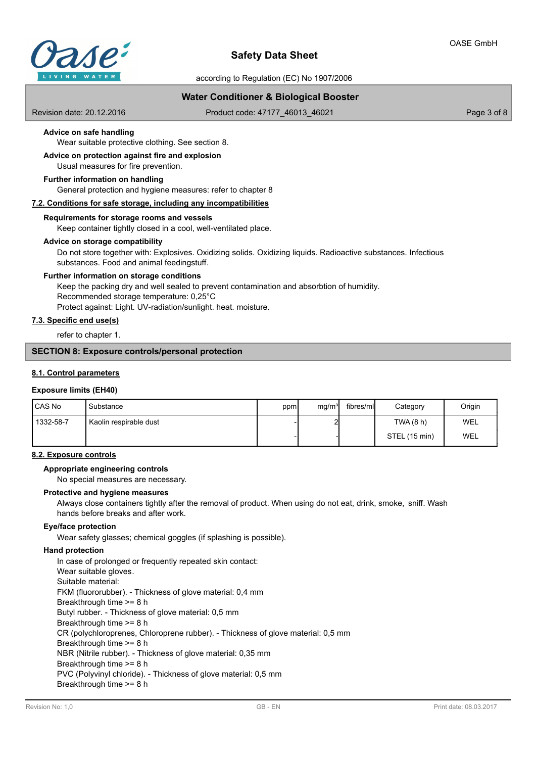### Advice on safe handling

Wear suitable protective clothing. See section 8.

### Advice on protection against fire and explosion

Usual measures for fire prevention.

### Further information on handling

General protection and hygiene measures: refer to chapter 8

## 7.2. Conditions for safe storage, including any incompatibilities

### Requirements for storage rooms and vessels

Keep container tightly closed in a cool, well-ventilated place.

### Advice on storage compatibility

Do not store together with: Explosives. Oxidizing solids. Oxidizing liquids. Radioactive substances. Infectious substances. Food and animal feedingstuff.

### Further information on storage conditions

Keep the packing dry and well sealed to prevent contamination and absorbtion of humidity.
Recommended storage temperature: 0,25°C
Protect against: Light. UV-radiation/sunlight. heat. moisture.

## 7.3. Specific end use(s)

refer to chapter 1.

# SECTION 8: Exposure controls/personal protection

## 8.1. Control parameters

### Exposure limits (EH40)

| CAS No | Substance | ppm | mg/m³ | fibres/ml | Category | Origin |
|---|---|---|---|---|---|---|
| 1332-58-7 | Kaolin respirable dust | - | 2 | | TWA (8 h) | WEL |
| | | - | - | | STEL (15 min) | WEL |

## 8.2. Exposure controls

### Appropriate engineering controls

No special measures are necessary.

### Protective and hygiene measures

Always close containers tightly after the removal of product. When using do not eat, drink, smoke, sniff. Wash hands before breaks and after work.

### Eye/face protection

Wear safety glasses; chemical goggles (if splashing is possible).

### Hand protection

In case of prolonged or frequently repeated skin contact:
Wear suitable gloves.
Suitable material:
FKM (fluororubber). - Thickness of glove material: 0,4 mm
Breakthrough time >= 8 h
Butyl rubber. - Thickness of glove material: 0,5 mm
Breakthrough time >= 8 h
CR (polychloroprenes, Chloroprene rubber). - Thickness of glove material: 0,5 mm
Breakthrough time >= 8 h
NBR (Nitrile rubber). - Thickness of glove material: 0,35 mm
Breakthrough time >= 8 h
PVC (Polyvinyl chloride). - Thickness of glove material: 0,5 mm
Breakthrough time >= 8 h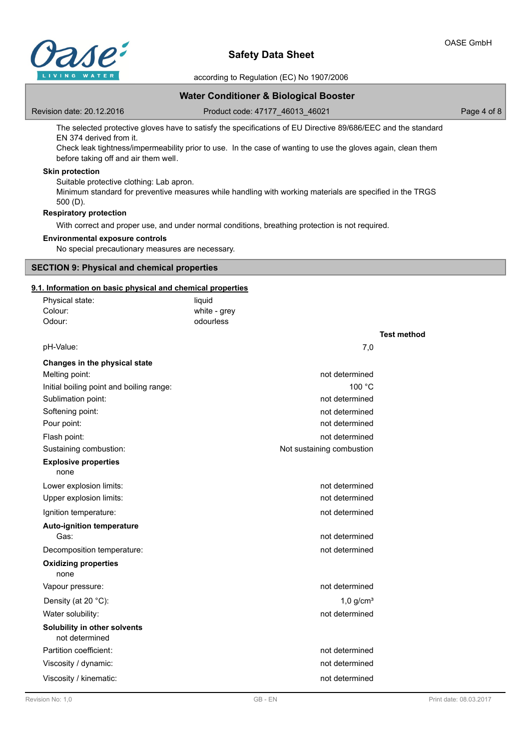The selected protective gloves have to satisfy the specifications of EU Directive 89/686/EEC and the standard EN 374 derived from it.
Check leak tightness/impermeability prior to use. In the case of wanting to use the gloves again, clean them before taking off and air them well.

**Skin protection**

Suitable protective clothing: Lab apron.
Minimum standard for preventive measures while handling with working materials are specified in the TRGS 500 (D).

**Respiratory protection**

With correct and proper use, and under normal conditions, breathing protection is not required.

**Environmental exposure controls**

No special precautionary measures are necessary.

## SECTION 9: Physical and chemical properties

### 9.1. Information on basic physical and chemical properties

| | | |
|---|---|---|
| Physical state: | liquid | |
| Colour: | white - grey | |
| Odour: | odourless | |
| | | **Test method** |
| pH-Value: | 7,0 | |
| **Changes in the physical state** | | |
| Melting point: | not determined | |
| Initial boiling point and boiling range: | 100 °C | |
| Sublimation point: | not determined | |
| Softening point: | not determined | |
| Pour point: | not determined | |
| Flash point: | not determined | |
| Sustaining combustion: | Not sustaining combustion | |
| **Explosive properties** | | |
| none | | |
| Lower explosion limits: | not determined | |
| Upper explosion limits: | not determined | |
| Ignition temperature: | not determined | |
| **Auto-ignition temperature** | | |
| Gas: | not determined | |
| Decomposition temperature: | not determined | |
| **Oxidizing properties** | | |
| none | | |
| Vapour pressure: | not determined | |
| Density (at 20 °C): | 1,0 g/cm³ | |
| Water solubility: | not determined | |
| **Solubility in other solvents** | | |
| not determined | | |
| Partition coefficient: | not determined | |
| Viscosity / dynamic: | not determined | |
| Viscosity / kinematic: | not determined | |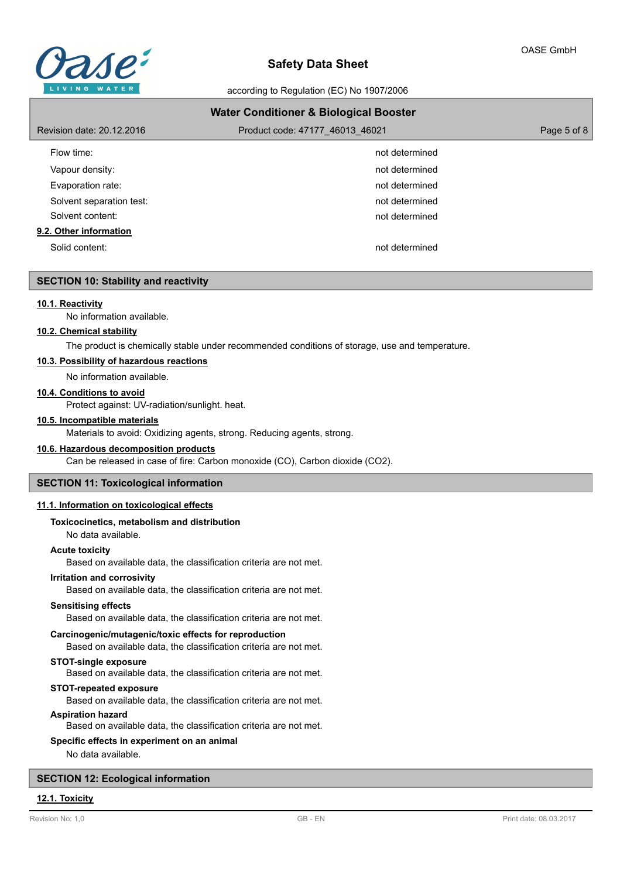| | |
|---|---|
| Flow time: | not determined |
| Vapour density: | not determined |
| Evaporation rate: | not determined |
| Solvent separation test: | not determined |
| Solvent content: | not determined |

### 9.2. Other information

| | |
|---|---|
| Solid content: | not determined |

## SECTION 10: Stability and reactivity

### 10.1. Reactivity

No information available.

### 10.2. Chemical stability

The product is chemically stable under recommended conditions of storage, use and temperature.

### 10.3. Possibility of hazardous reactions

No information available.

### 10.4. Conditions to avoid

Protect against: UV-radiation/sunlight. heat.

### 10.5. Incompatible materials

Materials to avoid: Oxidizing agents, strong. Reducing agents, strong.

### 10.6. Hazardous decomposition products

Can be released in case of fire: Carbon monoxide (CO), Carbon dioxide ($CO_2$).

## SECTION 11: Toxicological information

### 11.1. Information on toxicological effects

**Toxicocinetics, metabolism and distribution**

No data available.

**Acute toxicity**

Based on available data, the classification criteria are not met.

**Irritation and corrosivity**

Based on available data, the classification criteria are not met.

**Sensitising effects**

Based on available data, the classification criteria are not met.

**Carcinogenic/mutagenic/toxic effects for reproduction**

Based on available data, the classification criteria are not met.

**STOT-single exposure**

Based on available data, the classification criteria are not met.

**STOT-repeated exposure**

Based on available data, the classification criteria are not met.

**Aspiration hazard**

Based on available data, the classification criteria are not met.

**Specific effects in experiment on an animal**

No data available.

## SECTION 12: Ecological information

### 12.1. Toxicity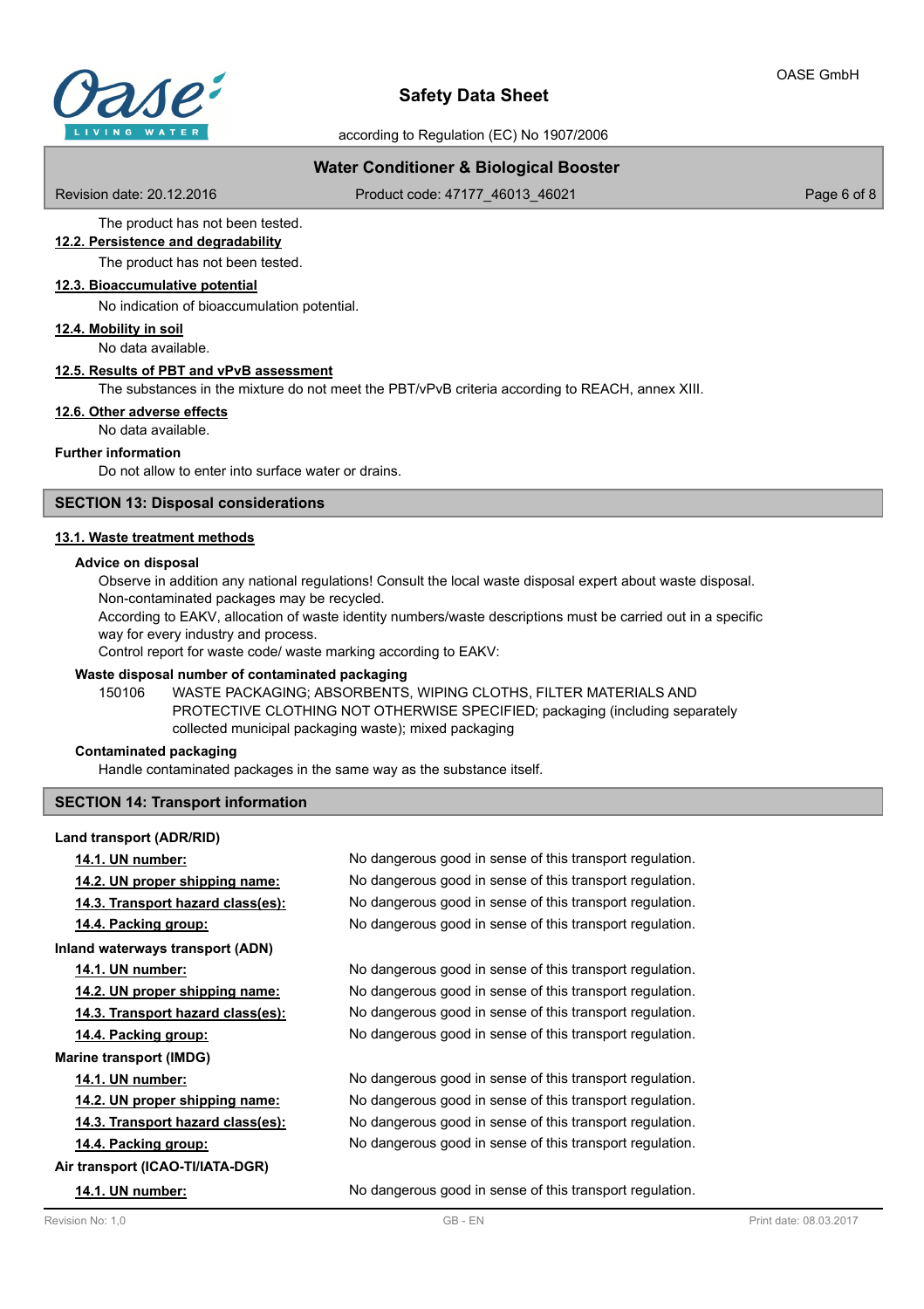The product has not been tested.

**12.2. Persistence and degradability**

The product has not been tested.

**12.3. Bioaccumulative potential**

No indication of bioaccumulation potential.

**12.4. Mobility in soil**

No data available.

**12.5. Results of PBT and vPvB assessment**

The substances in the mixture do not meet the PBT/vPvB criteria according to REACH, annex XIII.

**12.6. Other adverse effects**

No data available.

**Further information**

Do not allow to enter into surface water or drains.

## SECTION 13: Disposal considerations

**13.1. Waste treatment methods**

**Advice on disposal**

Observe in addition any national regulations! Consult the local waste disposal expert about waste disposal.
Non-contaminated packages may be recycled.
According to EAKV, allocation of waste identity numbers/waste descriptions must be carried out in a specific way for every industry and process.
Control report for waste code/ waste marking according to EAKV:

**Waste disposal number of contaminated packaging**

150106 WASTE PACKAGING; ABSORBENTS, WIPING CLOTHS, FILTER MATERIALS AND PROTECTIVE CLOTHING NOT OTHERWISE SPECIFIED; packaging (including separately collected municipal packaging waste); mixed packaging

**Contaminated packaging**

Handle contaminated packages in the same way as the substance itself.

## SECTION 14: Transport information

**Land transport (ADR/RID)**

| | |
|---|---|
| **14.1. UN number:** | No dangerous good in sense of this transport regulation. |
| **14.2. UN proper shipping name:** | No dangerous good in sense of this transport regulation. |
| **14.3. Transport hazard class(es):** | No dangerous good in sense of this transport regulation. |
| **14.4. Packing group:** | No dangerous good in sense of this transport regulation. |

**Inland waterways transport (ADN)**

| | |
|---|---|
| **14.1. UN number:** | No dangerous good in sense of this transport regulation. |
| **14.2. UN proper shipping name:** | No dangerous good in sense of this transport regulation. |
| **14.3. Transport hazard class(es):** | No dangerous good in sense of this transport regulation. |
| **14.4. Packing group:** | No dangerous good in sense of this transport regulation. |

**Marine transport (IMDG)**

| | |
|---|---|
| **14.1. UN number:** | No dangerous good in sense of this transport regulation. |
| **14.2. UN proper shipping name:** | No dangerous good in sense of this transport regulation. |
| **14.3. Transport hazard class(es):** | No dangerous good in sense of this transport regulation. |
| **14.4. Packing group:** | No dangerous good in sense of this transport regulation. |

**Air transport (ICAO-TI/IATA-DGR)**

| | |
|---|---|
| **14.1. UN number:** | No dangerous good in sense of this transport regulation. |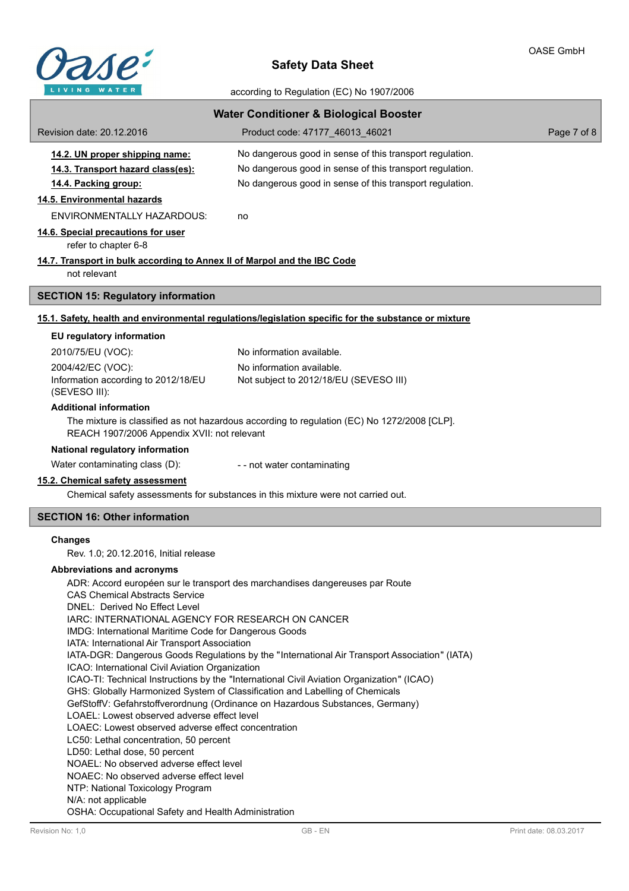**14.2. UN proper shipping name:** No dangerous good in sense of this transport regulation.

**14.3. Transport hazard class(es):** No dangerous good in sense of this transport regulation.

**14.4. Packing group:** No dangerous good in sense of this transport regulation.

**14.5. Environmental hazards**

ENVIRONMENTALLY HAZARDOUS: no

**14.6. Special precautions for user**

refer to chapter 6-8

**14.7. Transport in bulk according to Annex II of Marpol and the IBC Code**

not relevant

## SECTION 15: Regulatory information

**15.1. Safety, health and environmental regulations/legislation specific for the substance or mixture**

**EU regulatory information**

2010/75/EU (VOC): No information available.

2004/42/EC (VOC): No information available.

Information according to 2012/18/EU (SEVESO III): Not subject to 2012/18/EU (SEVESO III)

**Additional information**

The mixture is classified as not hazardous according to regulation (EC) No 1272/2008 [CLP].
REACH 1907/2006 Appendix XVII: not relevant

**National regulatory information**

Water contaminating class (D): - - not water contaminating

**15.2. Chemical safety assessment**

Chemical safety assessments for substances in this mixture were not carried out.

## SECTION 16: Other information

**Changes**

Rev. 1.0; 20.12.2016, Initial release

**Abbreviations and acronyms**

ADR: Accord européen sur le transport des marchandises dangereuses par Route
CAS Chemical Abstracts Service
DNEL: Derived No Effect Level
IARC: INTERNATIONAL AGENCY FOR RESEARCH ON CANCER
IMDG: International Maritime Code for Dangerous Goods
IATA: International Air Transport Association
IATA-DGR: Dangerous Goods Regulations by the "International Air Transport Association" (IATA)
ICAO: International Civil Aviation Organization
ICAO-TI: Technical Instructions by the "International Civil Aviation Organization" (ICAO)
GHS: Globally Harmonized System of Classification and Labelling of Chemicals
GefStoffV: Gefahrstoffverordnung (Ordinance on Hazardous Substances, Germany)
LOAEL: Lowest observed adverse effect level
LOAEC: Lowest observed adverse effect concentration
LC50: Lethal concentration, 50 percent
LD50: Lethal dose, 50 percent
NOAEL: No observed adverse effect level
NOAEC: No observed adverse effect level
NTP: National Toxicology Program
N/A: not applicable
OSHA: Occupational Safety and Health Administration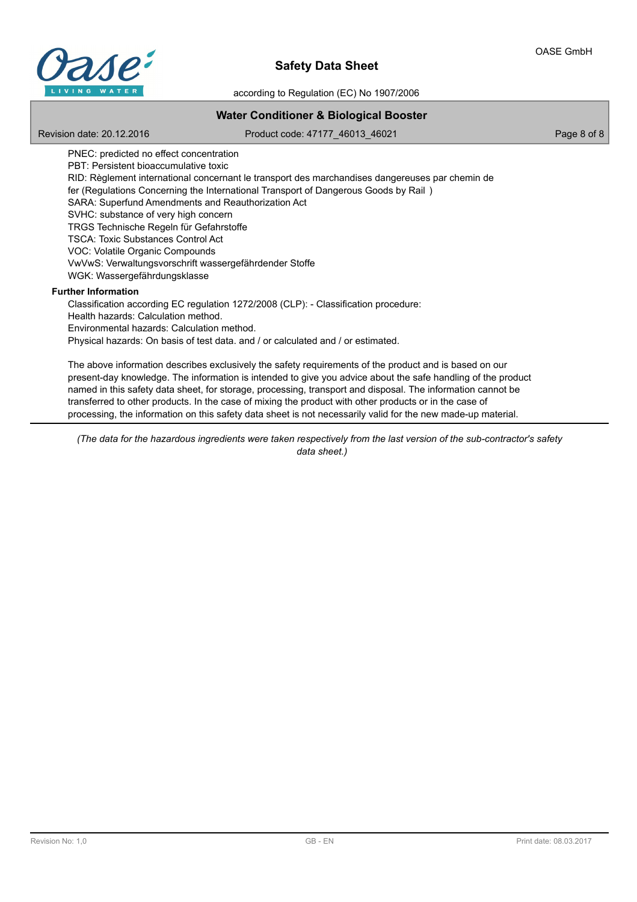PNEC: predicted no effect concentration
PBT: Persistent bioaccumulative toxic
RID: Règlement international concernant le transport des marchandises dangereuses par chemin de fer (Regulations Concerning the International Transport of Dangerous Goods by Rail )
SARA: Superfund Amendments and Reauthorization Act
SVHC: substance of very high concern
TRGS Technische Regeln für Gefahrstoffe
TSCA: Toxic Substances Control Act
VOC: Volatile Organic Compounds
VwVwS: Verwaltungsvorschrift wassergefährdender Stoffe
WGK: Wassergefährdungsklasse

**Further Information**

Classification according EC regulation 1272/2008 (CLP): - Classification procedure:
Health hazards: Calculation method.
Environmental hazards: Calculation method.
Physical hazards: On basis of test data. and / or calculated and / or estimated.

The above information describes exclusively the safety requirements of the product and is based on our present-day knowledge. The information is intended to give you advice about the safe handling of the product named in this safety data sheet, for storage, processing, transport and disposal. The information cannot be transferred to other products. In the case of mixing the product with other products or in the case of processing, the information on this safety data sheet is not necessarily valid for the new made-up material.

---

*(The data for the hazardous ingredients were taken respectively from the last version of the sub-contractor's safety data sheet.)*